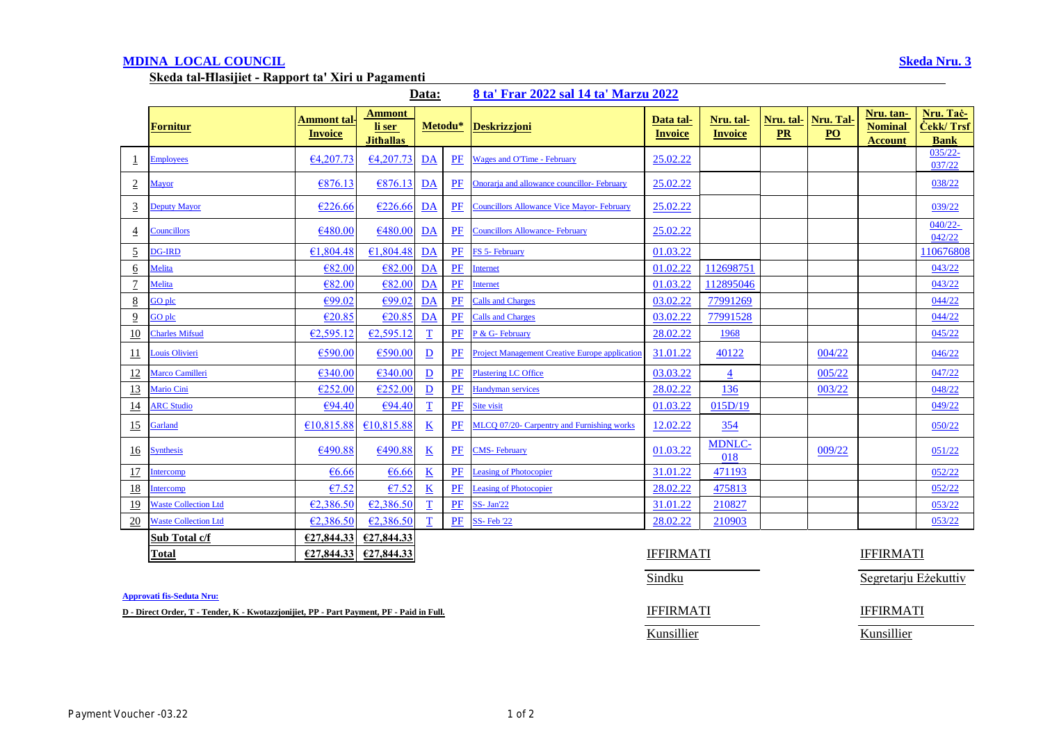**MDINA LOCAL COUNCIL** | **Skeda Nru. 3**

**Skeda tal-Ħlasijiet - Rapport ta' Xiri u Pagamenti**

**Data: 8 ta' Frar 2022 sal 14 ta' Marzu 2022**

| | Fornitur | Ammont tal-Invoice | Ammont li ser Jithallas | Metodu* | | Deskrizzjoni | Data tal-Invoice | Nru. tal-Invoice | Nru. tal-PR | Nru. Tal-PO | Nru. tan-Nominal Account | Nru. Taċ-Ċekk/ Trsf Bank |
|---|---|---|---|---|---|---|---|---|---|---|---|---|
| 1 | Employees | €4,207.73 | €4,207.73 | DA | PF | Wages and O'Time - February | 25.02.22 | | | | | 035/22-037/22 |
| 2 | Mayor | €876.13 | €876.13 | DA | PF | Onorarja and allowance councillor- February | 25.02.22 | | | | | 038/22 |
| 3 | Deputy Mayor | €226.66 | €226.66 | DA | PF | Councillors Allowance Vice Mayor- February | 25.02.22 | | | | | 039/22 |
| 4 | Councillors | €480.00 | €480.00 | DA | PF | Councillors Allowance- February | 25.02.22 | | | | | 040/22-042/22 |
| 5 | DG-IRD | €1,804.48 | €1,804.48 | DA | PF | FS 5- February | 01.03.22 | | | | | 110676808 |
| 6 | Melita | €82.00 | €82.00 | DA | PF | Internet | 01.02.22 | 112698751 | | | | 043/22 |
| 7 | Melita | €82.00 | €82.00 | DA | PF | Internet | 01.03.22 | 112895046 | | | | 043/22 |
| 8 | GO plc | €99.02 | €99.02 | DA | PF | Calls and Charges | 03.02.22 | 77991269 | | | | 044/22 |
| 9 | GO plc | €20.85 | €20.85 | DA | PF | Calls and Charges | 03.02.22 | 77991528 | | | | 044/22 |
| 10 | Charles Mifsud | €2,595.12 | €2,595.12 | T | PF | P & G- February | 28.02.22 | 1968 | | | | 045/22 |
| 11 | Louis Olivieri | €590.00 | €590.00 | D | PF | Project Management Creative Europe application | 31.01.22 | 40122 | | 004/22 | | 046/22 |
| 12 | Marco Camilleri | €340.00 | €340.00 | D | PF | Plastering LC Office | 03.03.22 | 4 | | 005/22 | | 047/22 |
| 13 | Mario Cini | €252.00 | €252.00 | D | PF | Handyman services | 28.02.22 | 136 | | 003/22 | | 048/22 |
| 14 | ARC Studio | €94.40 | €94.40 | T | PF | Site visit | 01.03.22 | 015D/19 | | | | 049/22 |
| 15 | Garland | €10,815.88 | €10,815.88 | K | PF | MLCQ 07/20- Carpentry and Furnishing works | 12.02.22 | 354 | | | | 050/22 |
| 16 | Synthesis | €490.88 | €490.88 | K | PF | CMS- February | 01.03.22 | MDNLC-018 | | 009/22 | | 051/22 |
| 17 | Intercomp | €6.66 | €6.66 | K | PF | Leasing of Photocopier | 31.01.22 | 471193 | | | | 052/22 |
| 18 | Intercomp | €7.52 | €7.52 | K | PF | Leasing of Photocopier | 28.02.22 | 475813 | | | | 052/22 |
| 19 | Waste Collection Ltd | €2,386.50 | €2,386.50 | T | PF | SS- Jan'22 | 31.01.22 | 210827 | | | | 053/22 |
| 20 | Waste Collection Ltd | €2,386.50 | €2,386.50 | T | PF | SS- Feb '22 | 28.02.22 | 210903 | | | | 053/22 |
| | **Sub Total c/f** | **€27,844.33** | **€27,844.33** | | | | | | | | | |
| | **Total** | **€27,844.33** | **€27,844.33** | | | | | | | | | |

IFFIRMATI

Sindku

IFFIRMATI

Segretarju Eżekuttiv

**Approvati fis-Seduta Nru:**

**D - Direct Order, T - Tender, K - Kwotazzjonijiet, PP - Part Payment, PF - Paid in Full.**

IFFIRMATI

Kunsillier

IFFIRMATI

Kunsillier

Payment Voucher -03.22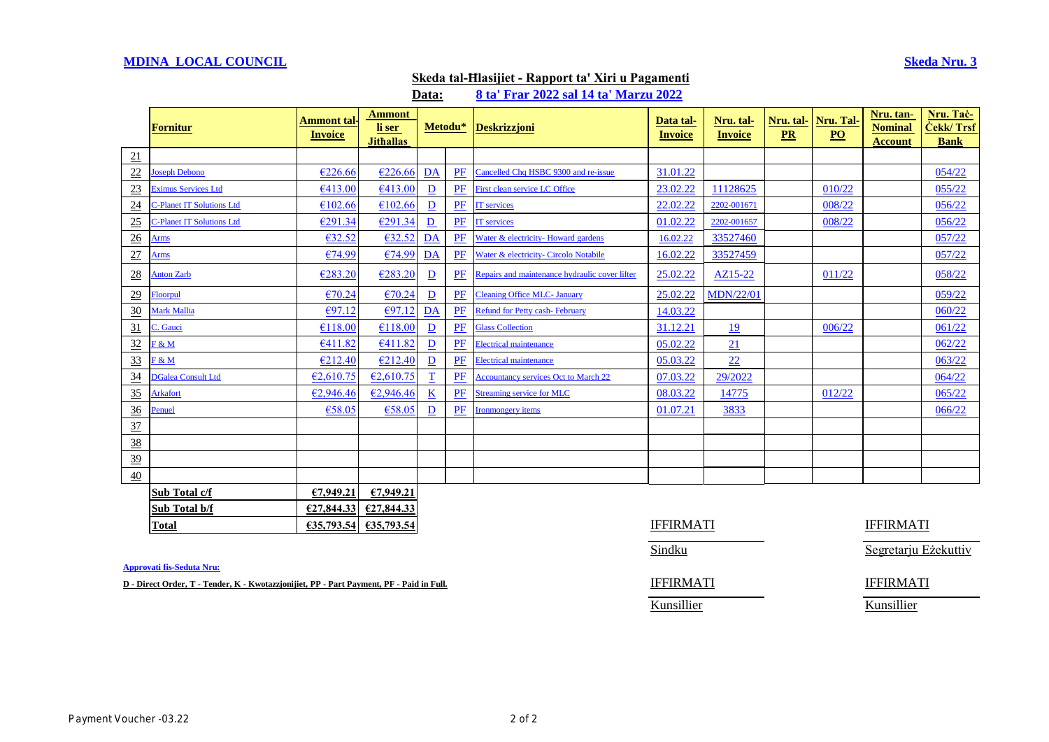**MDINA LOCAL COUNCIL** **Skeda Nru. 3**

**Skeda tal-Ħlasijiet - Rapport ta' Xiri u Pagamenti**

**Data:** **8 ta' Frar 2022 sal 14 ta' Marzu 2022**

| | Fornitur | Ammont tal-Invoice | Ammont li ser Jitħallas | Metodu* | | Deskrizzjoni | Data tal-Invoice | Nru. tal-Invoice | Nru. tal-PR | Nru. Tal-PO | Nru. tan-Nominal Account | Nru. Taċ-Ċekk/ Trsf Bank |
|---|---|---|---|---|---|---|---|---|---|---|---|---|
| 21 | | | | | | | | | | | | |
| 22 | Joseph Debono | €226.66 | €226.66 | DA | PF | Cancelled Chq HSBC 9300 and re-issue | 31.01.22 | | | | | 054/22 |
| 23 | Eximus Services Ltd | €413.00 | €413.00 | D | PF | First clean service LC Office | 23.02.22 | 11128625 | | 010/22 | | 055/22 |
| 24 | C-Planet IT Solutions Ltd | €102.66 | €102.66 | D | PF | IT services | 22.02.22 | 2202-001671 | | 008/22 | | 056/22 |
| 25 | C-Planet IT Solutions Ltd | €291.34 | €291.34 | D | PF | IT services | 01.02.22 | 2202-001657 | | 008/22 | | 056/22 |
| 26 | Arms | €32.52 | €32.52 | DA | PF | Water & electricity- Howard gardens | 16.02.22 | 33527460 | | | | 057/22 |
| 27 | Arms | €74.99 | €74.99 | DA | PF | Water & electricity- Circolo Notabile | 16.02.22 | 33527459 | | | | 057/22 |
| 28 | Anton Zarb | €283.20 | €283.20 | D | PF | Repairs and maintenance hydraulic cover lifter | 25.02.22 | AZ15-22 | | 011/22 | | 058/22 |
| 29 | Floorpul | €70.24 | €70.24 | D | PF | Cleaning Office MLC- January | 25.02.22 | MDN/22/01 | | | | 059/22 |
| 30 | Mark Mallia | €97.12 | €97.12 | DA | PF | Refund for Petty cash- February | 14.03.22 | | | | | 060/22 |
| 31 | C. Gauci | €118.00 | €118.00 | D | PF | Glass Collection | 31.12.21 | 19 | | 006/22 | | 061/22 |
| 32 | F & M | €411.82 | €411.82 | D | PF | Electrical maintenance | 05.02.22 | 21 | | | | 062/22 |
| 33 | F & M | €212.40 | €212.40 | D | PF | Electrical maintenance | 05.03.22 | 22 | | | | 063/22 |
| 34 | DGalea Consult Ltd | €2,610.75 | €2,610.75 | T | PF | Accountancy services Oct to March 22 | 07.03.22 | 29/2022 | | | | 064/22 |
| 35 | Arkafort | €2,946.46 | €2,946.46 | K | PF | Streaming service for MLC | 08.03.22 | 14775 | | 012/22 | | 065/22 |
| 36 | Penuel | €58.05 | €58.05 | D | PF | Ironmongery items | 01.07.21 | 3833 | | | | 066/22 |
| 37 | | | | | | | | | | | | |
| 38 | | | | | | | | | | | | |
| 39 | | | | | | | | | | | | |
| 40 | | | | | | | | | | | | |
| | **Sub Total c/f** | **€7,949.21** | **€7,949.21** | | | | | | | | | |
| | **Sub Total b/f** | **€27,844.33** | **€27,844.33** | | | | | | | | | |
| | **Total** | **€35,793.54** | **€35,793.54** | | | | | | | | | |

IFFIRMATI ______ Sindku

IFFIRMATI ______ Segretarju Eżekuttiv

**Approvati fis-Seduta Nru:**

**D - Direct Order, T - Tender, K - Kwotazzjonijiet, PP - Part Payment, PF - Paid in Full.**

IFFIRMATI ______ Kunsillier

IFFIRMATI ______ Kunsillier